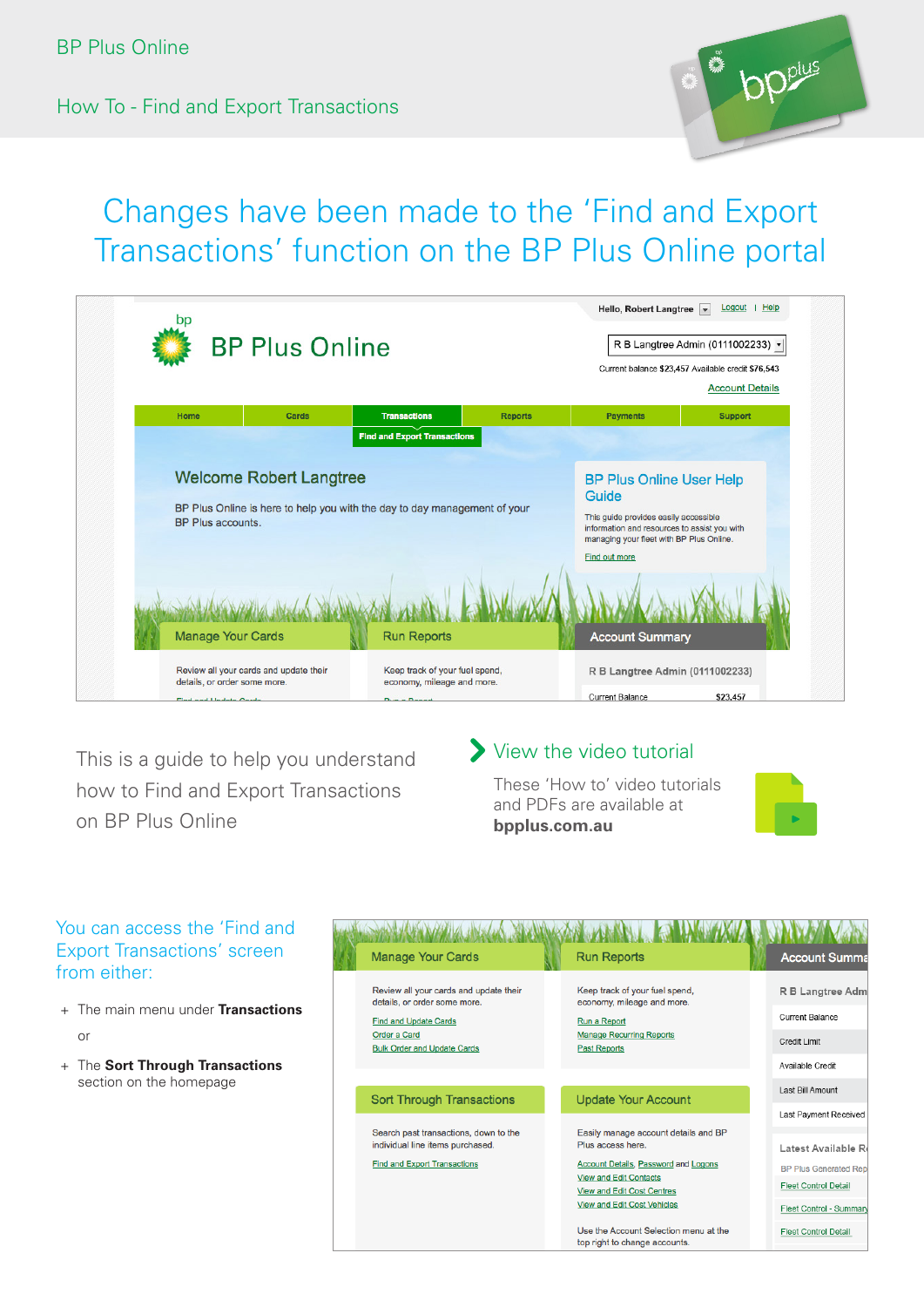BP Plus Online

How To - Find and Export Transactions

# Changes have been made to the 'Find and Export Transactions' function on the BP Plus Online portal

This is a guide to help you understand how to Find and Export Transactions on BP Plus Online

## View the video tutorial

These 'How to' video tutorials and PDFs are available at **bpplus.com.au**

## You can access the 'Find and Export Transactions' screen from either:

+ The main menu under **Transactions**

  or

+ The **Sort Through Transactions** section on the homepage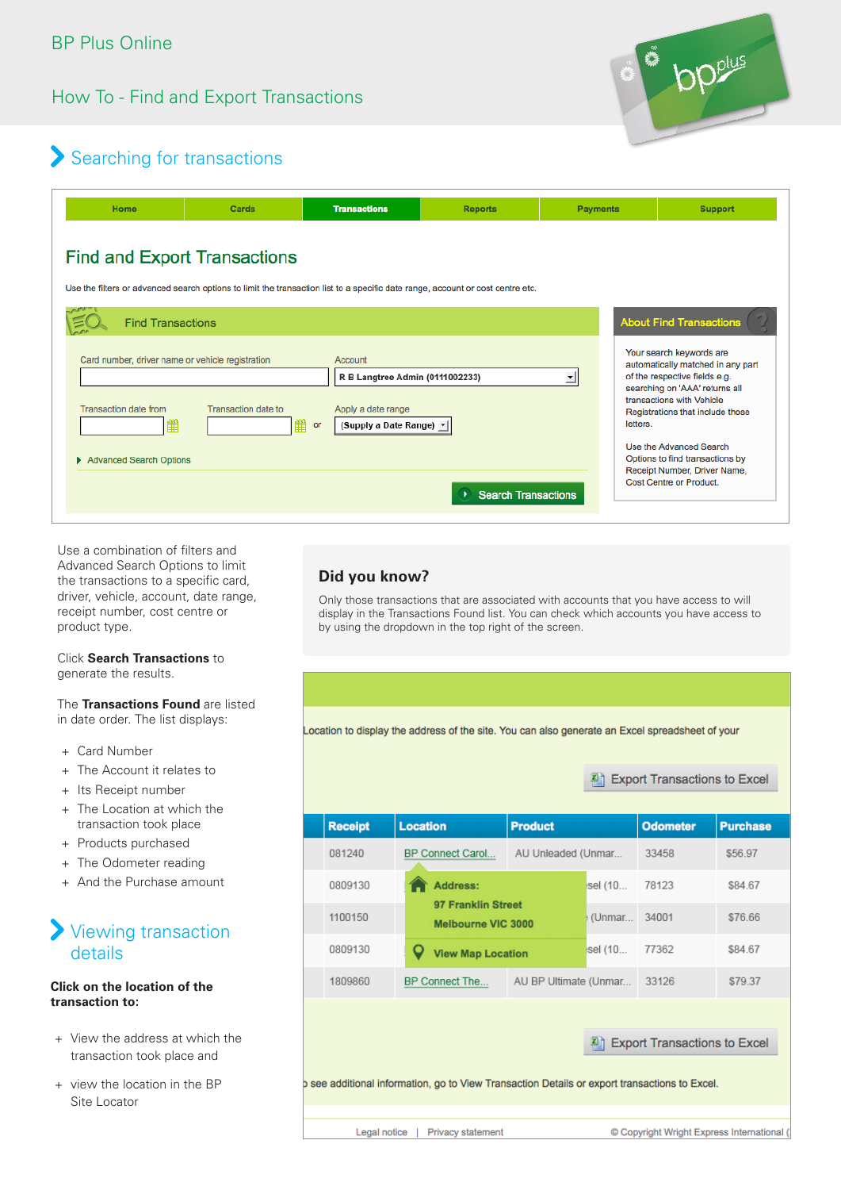BP Plus Online

How To - Find and Export Transactions

## Searching for transactions

Home | Cards | Transactions | Reports | Payments | Support

### Find and Export Transactions

Use the filters or advanced search options to limit the transaction list to a specific date range, account or cost centre etc.

**Find Transactions**

Card number, driver name or vehicle registration

Account: R B Langtree Admin (0111002233)

Transaction date from | Transaction date to | or | Apply a date range: (Supply a Date Range)

Advanced Search Options

Search Transactions

**About Find Transactions**

Your search keywords are automatically matched in any part of the respective fields e.g. searching on 'AAA' returns all transactions with Vehicle Registrations that include those letters.

Use the Advanced Search Options to find transactions by Receipt Number, Driver Name, Cost Centre or Product.

Use a combination of filters and Advanced Search Options to limit the transactions to a specific card, driver, vehicle, account, date range, receipt number, cost centre or product type.

Click **Search Transactions** to generate the results.

The **Transactions Found** are listed in date order. The list displays:

- Card Number
- The Account it relates to
- Its Receipt number
- The Location at which the transaction took place
- Products purchased
- The Odometer reading
- And the Purchase amount

### Did you know?

Only those transactions that are associated with accounts that you have access to will display in the Transactions Found list. You can check which accounts you have access to by using the dropdown in the top right of the screen.

Location to display the address of the site. You can also generate an Excel spreadsheet of your

Export Transactions to Excel

| Receipt | Location | Product | Odometer | Purchase |
|---|---|---|---|---|
| 081240 | BP Connect Carol... | AU Unleaded (Unmar... | 33458 | $56.97 |
| 0809130 | | ...sel (10... | 78123 | $84.67 |
| 1100150 | | ... (Unmar... | 34001 | $76.66 |
| 0809130 | | ...sel (10... | 77362 | $84.67 |
| 1809860 | BP Connect The... | AU BP Ultimate (Unmar... | 33126 | $79.37 |

Address:
97 Franklin Street
Melbourne VIC 3000

View Map Location

Export Transactions to Excel

...o see additional information, go to View Transaction Details or export transactions to Excel.

Legal notice | Privacy statement © Copyright Wright Express International (

## Viewing transaction details

**Click on the location of the transaction to:**

- View the address at which the transaction took place and
- view the location in the BP Site Locator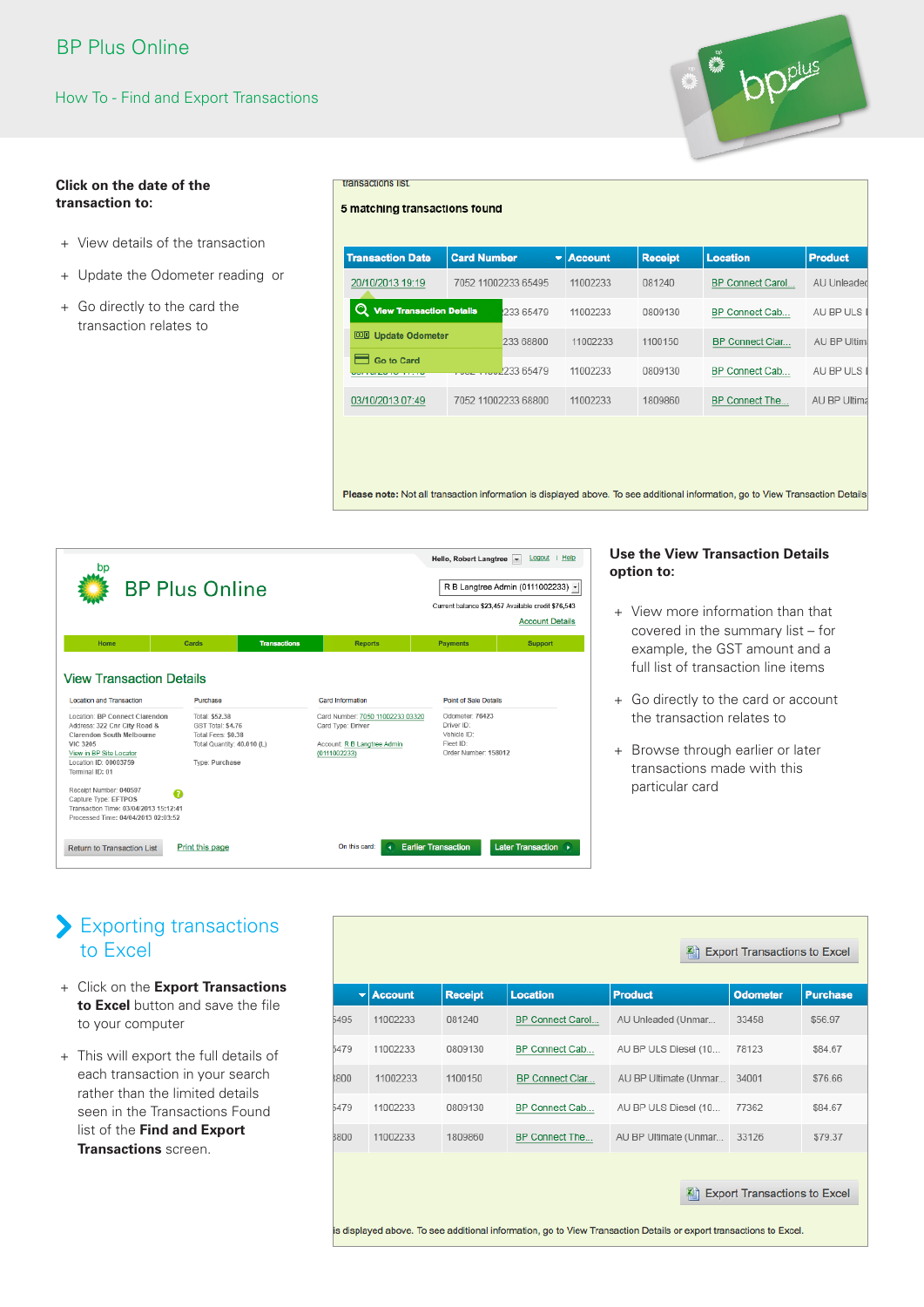# BP Plus Online

## How To - Find and Export Transactions

**Click on the date of the transaction to:**

- View details of the transaction
- Update the Odometer reading or
- Go directly to the card the transaction relates to

**Use the View Transaction Details option to:**

- View more information than that covered in the summary list – for example, the GST amount and a full list of transaction line items
- Go directly to the card or account the transaction relates to
- Browse through earlier or later transactions made with this particular card

## Exporting transactions to Excel

- Click on the **Export Transactions to Excel** button and save the file to your computer
- This will export the full details of each transaction in your search rather than the limited details seen in the Transactions Found list of the **Find and Export Transactions** screen.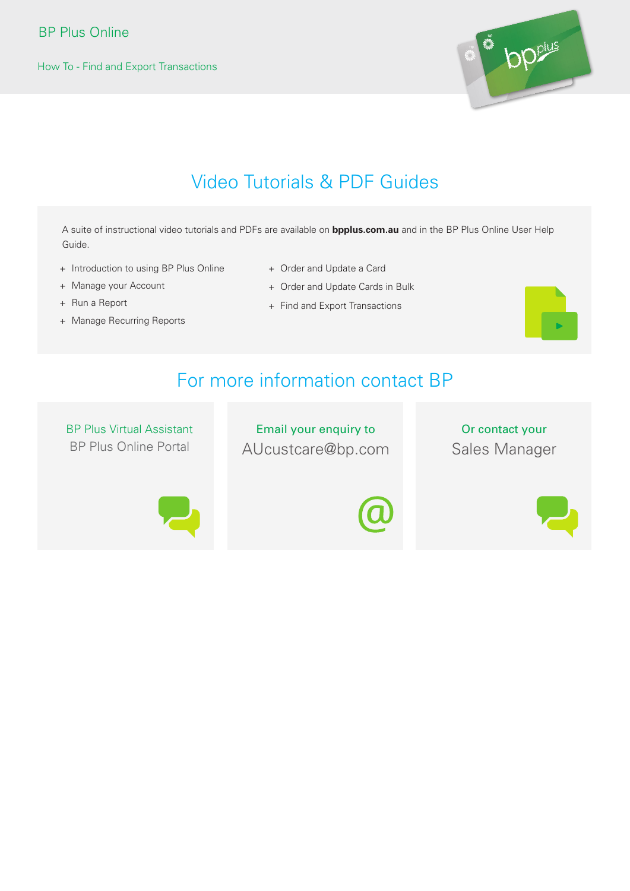# Video Tutorials & PDF Guides

A suite of instructional video tutorials and PDFs are available on **bpplus.com.au** and in the BP Plus Online User Help Guide.

- Introduction to using BP Plus Online
- Manage your Account
- Run a Report
- Manage Recurring Reports
- Order and Update a Card
- Order and Update Cards in Bulk
- Find and Export Transactions

# For more information contact BP

**BP Plus Virtual Assistant**
BP Plus Online Portal

**Email your enquiry to**
AUcustcare@bp.com

**Or contact your**
Sales Manager